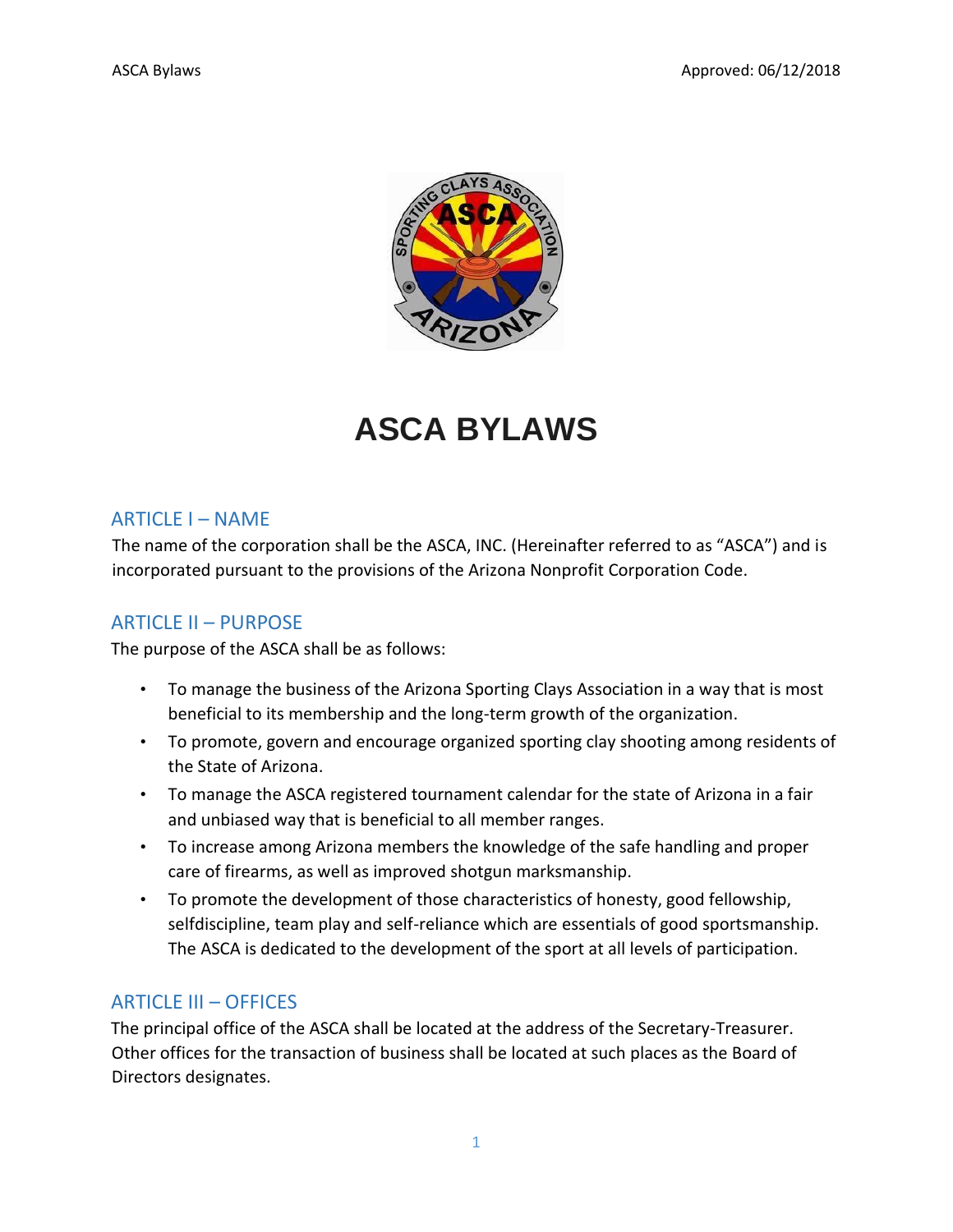# ASCA BYLAWS

## ARTICLE I – NAME

The name of the corporation shall be the ASCA, INC. (Hereinafter referred to as "ASCA") and is incorporated pursuant to the provisions of the Arizona Nonprofit Corporation Code.

## ARTICLE II – PURPOSE

The purpose of the ASCA shall be as follows:

- To manage the business of the Arizona Sporting Clays Association in a way that is most beneficial to its membership and the long-term growth of the organization.
- To promote, govern and encourage organized sporting clay shooting among residents of the State of Arizona.
- To manage the ASCA registered tournament calendar for the state of Arizona in a fair and unbiased way that is beneficial to all member ranges.
- To increase among Arizona members the knowledge of the safe handling and proper care of firearms, as well as improved shotgun marksmanship.
- To promote the development of those characteristics of honesty, good fellowship, selfdiscipline, team play and self-reliance which are essentials of good sportsmanship. The ASCA is dedicated to the development of the sport at all levels of participation.

## ARTICLE III – OFFICES

The principal office of the ASCA shall be located at the address of the Secretary-Treasurer. Other offices for the transaction of business shall be located at such places as the Board of Directors designates.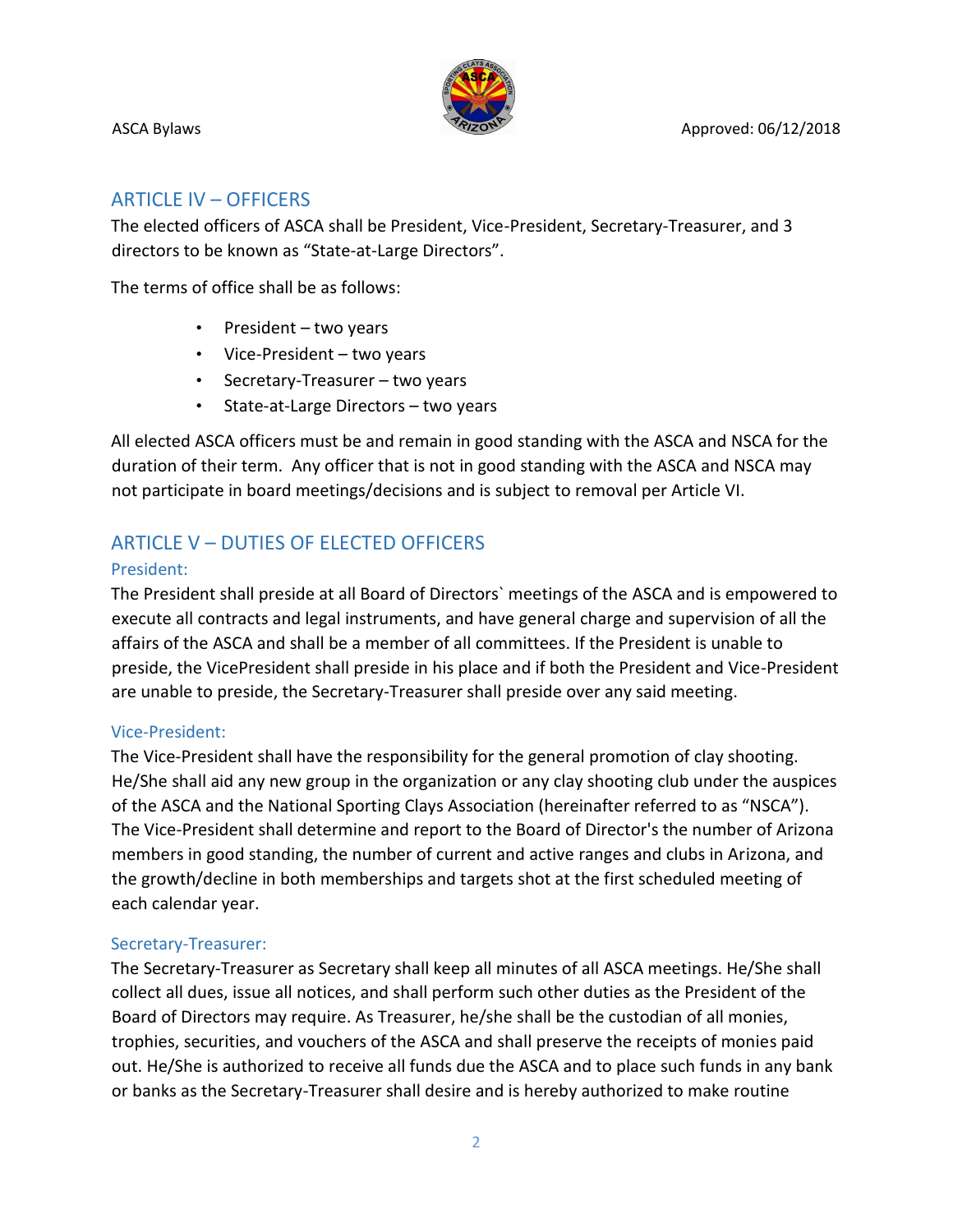## ARTICLE IV – OFFICERS

The elected officers of ASCA shall be President, Vice-President, Secretary-Treasurer, and 3 directors to be known as "State-at-Large Directors".

The terms of office shall be as follows:

- President – two years
- Vice-President – two years
- Secretary-Treasurer – two years
- State-at-Large Directors – two years

All elected ASCA officers must be and remain in good standing with the ASCA and NSCA for the duration of their term. Any officer that is not in good standing with the ASCA and NSCA may not participate in board meetings/decisions and is subject to removal per Article VI.

## ARTICLE V – DUTIES OF ELECTED OFFICERS

### President:

The President shall preside at all Board of Directors` meetings of the ASCA and is empowered to execute all contracts and legal instruments, and have general charge and supervision of all the affairs of the ASCA and shall be a member of all committees. If the President is unable to preside, the VicePresident shall preside in his place and if both the President and Vice-President are unable to preside, the Secretary-Treasurer shall preside over any said meeting.

### Vice-President:

The Vice-President shall have the responsibility for the general promotion of clay shooting. He/She shall aid any new group in the organization or any clay shooting club under the auspices of the ASCA and the National Sporting Clays Association (hereinafter referred to as "NSCA"). The Vice-President shall determine and report to the Board of Director's the number of Arizona members in good standing, the number of current and active ranges and clubs in Arizona, and the growth/decline in both memberships and targets shot at the first scheduled meeting of each calendar year.

### Secretary-Treasurer:

The Secretary-Treasurer as Secretary shall keep all minutes of all ASCA meetings. He/She shall collect all dues, issue all notices, and shall perform such other duties as the President of the Board of Directors may require. As Treasurer, he/she shall be the custodian of all monies, trophies, securities, and vouchers of the ASCA and shall preserve the receipts of monies paid out. He/She is authorized to receive all funds due the ASCA and to place such funds in any bank or banks as the Secretary-Treasurer shall desire and is hereby authorized to make routine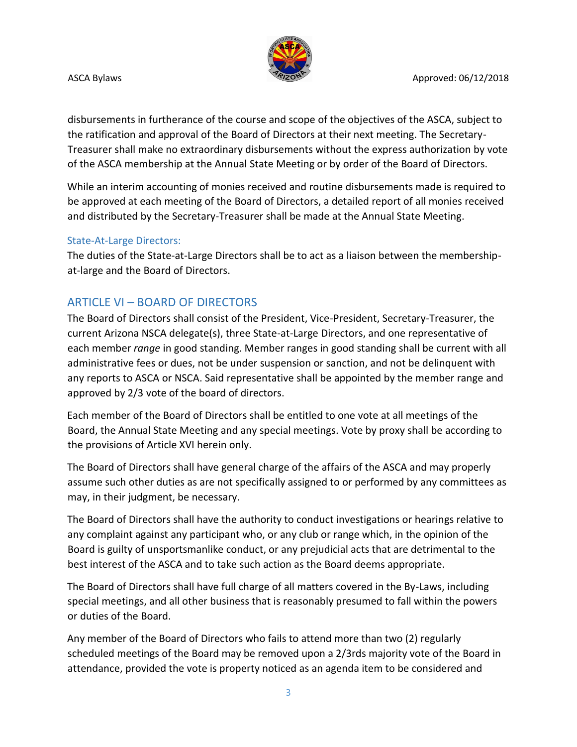disbursements in furtherance of the course and scope of the objectives of the ASCA, subject to the ratification and approval of the Board of Directors at their next meeting. The Secretary-Treasurer shall make no extraordinary disbursements without the express authorization by vote of the ASCA membership at the Annual State Meeting or by order of the Board of Directors.

While an interim accounting of monies received and routine disbursements made is required to be approved at each meeting of the Board of Directors, a detailed report of all monies received and distributed by the Secretary-Treasurer shall be made at the Annual State Meeting.

### State-At-Large Directors:

The duties of the State-at-Large Directors shall be to act as a liaison between the membership-at-large and the Board of Directors.

## ARTICLE VI – BOARD OF DIRECTORS

The Board of Directors shall consist of the President, Vice-President, Secretary-Treasurer, the current Arizona NSCA delegate(s), three State-at-Large Directors, and one representative of each member *range* in good standing. Member ranges in good standing shall be current with all administrative fees or dues, not be under suspension or sanction, and not be delinquent with any reports to ASCA or NSCA. Said representative shall be appointed by the member range and approved by 2/3 vote of the board of directors.

Each member of the Board of Directors shall be entitled to one vote at all meetings of the Board, the Annual State Meeting and any special meetings. Vote by proxy shall be according to the provisions of Article XVI herein only.

The Board of Directors shall have general charge of the affairs of the ASCA and may properly assume such other duties as are not specifically assigned to or performed by any committees as may, in their judgment, be necessary.

The Board of Directors shall have the authority to conduct investigations or hearings relative to any complaint against any participant who, or any club or range which, in the opinion of the Board is guilty of unsportsmanlike conduct, or any prejudicial acts that are detrimental to the best interest of the ASCA and to take such action as the Board deems appropriate.

The Board of Directors shall have full charge of all matters covered in the By-Laws, including special meetings, and all other business that is reasonably presumed to fall within the powers or duties of the Board.

Any member of the Board of Directors who fails to attend more than two (2) regularly scheduled meetings of the Board may be removed upon a 2/3rds majority vote of the Board in attendance, provided the vote is property noticed as an agenda item to be considered and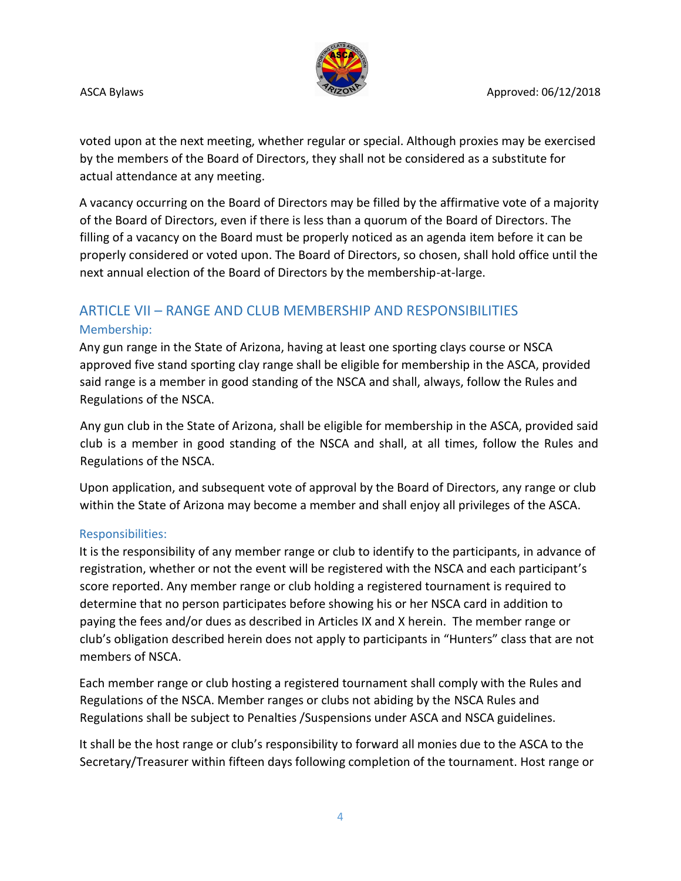voted upon at the next meeting, whether regular or special. Although proxies may be exercised by the members of the Board of Directors, they shall not be considered as a substitute for actual attendance at any meeting.

A vacancy occurring on the Board of Directors may be filled by the affirmative vote of a majority of the Board of Directors, even if there is less than a quorum of the Board of Directors. The filling of a vacancy on the Board must be properly noticed as an agenda item before it can be properly considered or voted upon. The Board of Directors, so chosen, shall hold office until the next annual election of the Board of Directors by the membership-at-large.

## ARTICLE VII – RANGE AND CLUB MEMBERSHIP AND RESPONSIBILITIES

### Membership:

Any gun range in the State of Arizona, having at least one sporting clays course or NSCA approved five stand sporting clay range shall be eligible for membership in the ASCA, provided said range is a member in good standing of the NSCA and shall, always, follow the Rules and Regulations of the NSCA.

Any gun club in the State of Arizona, shall be eligible for membership in the ASCA, provided said club is a member in good standing of the NSCA and shall, at all times, follow the Rules and Regulations of the NSCA.

Upon application, and subsequent vote of approval by the Board of Directors, any range or club within the State of Arizona may become a member and shall enjoy all privileges of the ASCA.

### Responsibilities:

It is the responsibility of any member range or club to identify to the participants, in advance of registration, whether or not the event will be registered with the NSCA and each participant's score reported. Any member range or club holding a registered tournament is required to determine that no person participates before showing his or her NSCA card in addition to paying the fees and/or dues as described in Articles IX and X herein. The member range or club's obligation described herein does not apply to participants in "Hunters" class that are not members of NSCA.

Each member range or club hosting a registered tournament shall comply with the Rules and Regulations of the NSCA. Member ranges or clubs not abiding by the NSCA Rules and Regulations shall be subject to Penalties /Suspensions under ASCA and NSCA guidelines.

It shall be the host range or club's responsibility to forward all monies due to the ASCA to the Secretary/Treasurer within fifteen days following completion of the tournament. Host range or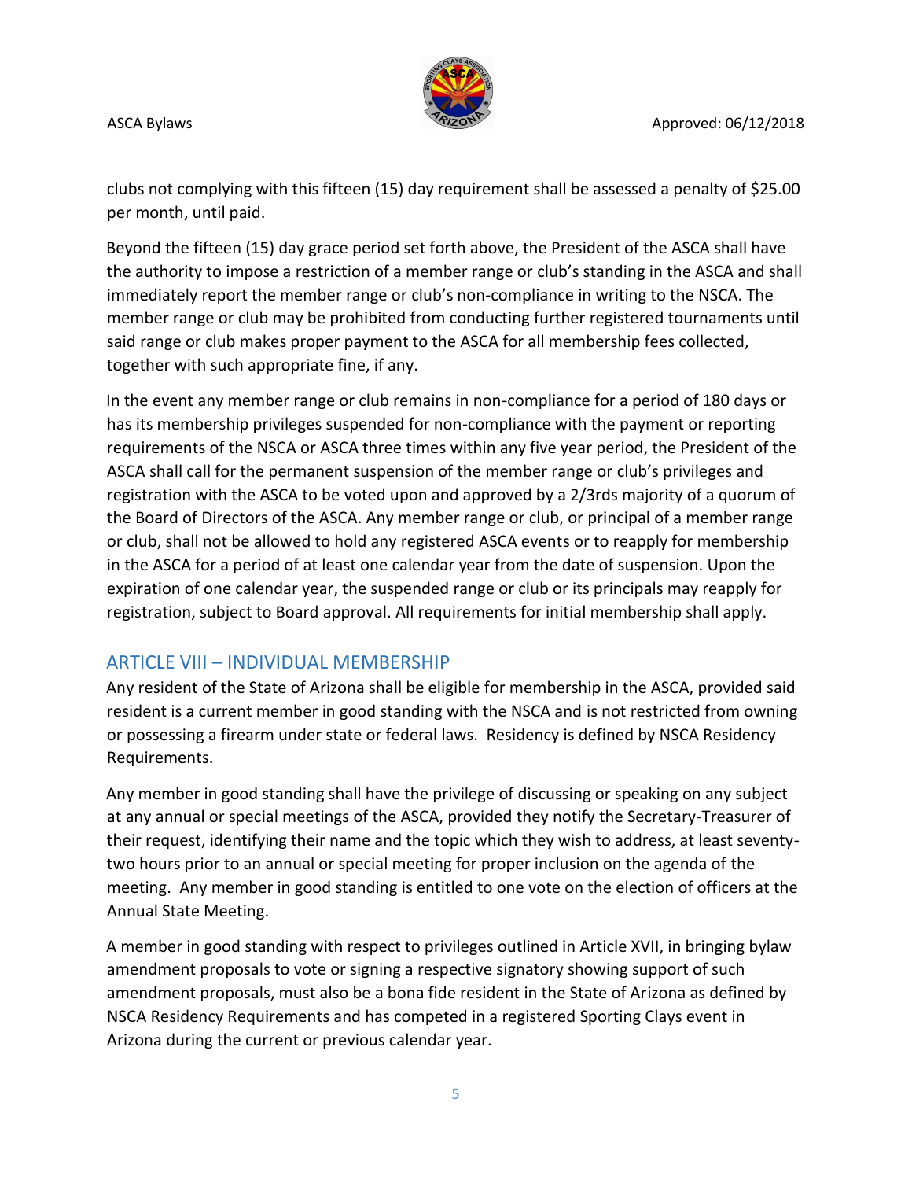clubs not complying with this fifteen (15) day requirement shall be assessed a penalty of $25.00 per month, until paid.

Beyond the fifteen (15) day grace period set forth above, the President of the ASCA shall have the authority to impose a restriction of a member range or club's standing in the ASCA and shall immediately report the member range or club's non-compliance in writing to the NSCA. The member range or club may be prohibited from conducting further registered tournaments until said range or club makes proper payment to the ASCA for all membership fees collected, together with such appropriate fine, if any.

In the event any member range or club remains in non-compliance for a period of 180 days or has its membership privileges suspended for non-compliance with the payment or reporting requirements of the NSCA or ASCA three times within any five year period, the President of the ASCA shall call for the permanent suspension of the member range or club's privileges and registration with the ASCA to be voted upon and approved by a 2/3rds majority of a quorum of the Board of Directors of the ASCA. Any member range or club, or principal of a member range or club, shall not be allowed to hold any registered ASCA events or to reapply for membership in the ASCA for a period of at least one calendar year from the date of suspension. Upon the expiration of one calendar year, the suspended range or club or its principals may reapply for registration, subject to Board approval. All requirements for initial membership shall apply.

## ARTICLE VIII – INDIVIDUAL MEMBERSHIP

Any resident of the State of Arizona shall be eligible for membership in the ASCA, provided said resident is a current member in good standing with the NSCA and is not restricted from owning or possessing a firearm under state or federal laws. Residency is defined by NSCA Residency Requirements.

Any member in good standing shall have the privilege of discussing or speaking on any subject at any annual or special meetings of the ASCA, provided they notify the Secretary-Treasurer of their request, identifying their name and the topic which they wish to address, at least seventy-two hours prior to an annual or special meeting for proper inclusion on the agenda of the meeting. Any member in good standing is entitled to one vote on the election of officers at the Annual State Meeting.

A member in good standing with respect to privileges outlined in Article XVII, in bringing bylaw amendment proposals to vote or signing a respective signatory showing support of such amendment proposals, must also be a bona fide resident in the State of Arizona as defined by NSCA Residency Requirements and has competed in a registered Sporting Clays event in Arizona during the current or previous calendar year.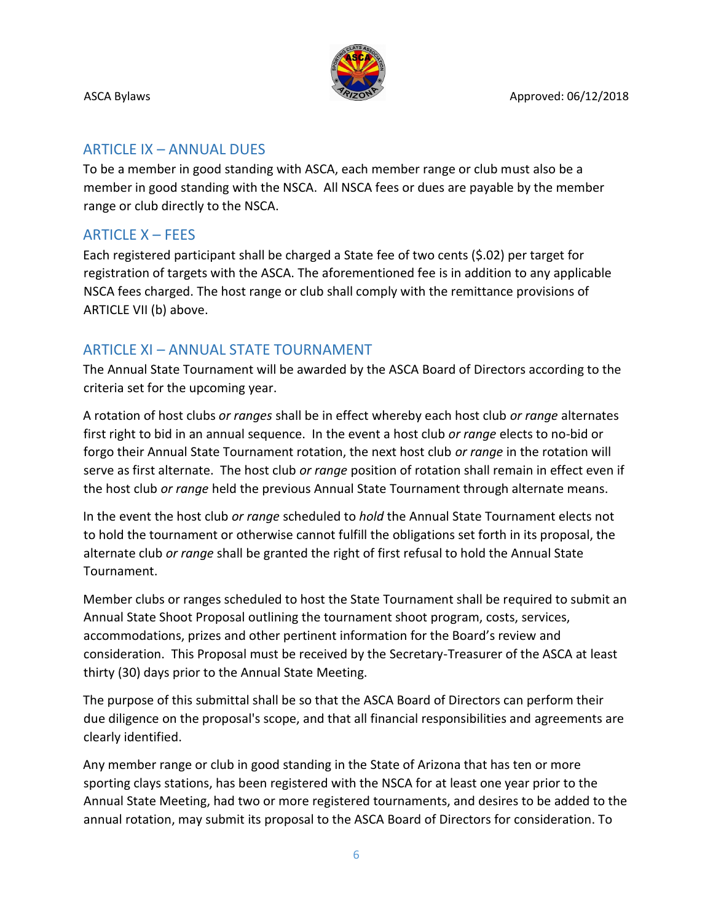## ARTICLE IX – ANNUAL DUES

To be a member in good standing with ASCA, each member range or club must also be a member in good standing with the NSCA. All NSCA fees or dues are payable by the member range or club directly to the NSCA.

## ARTICLE X – FEES

Each registered participant shall be charged a State fee of two cents ($.02) per target for registration of targets with the ASCA. The aforementioned fee is in addition to any applicable NSCA fees charged. The host range or club shall comply with the remittance provisions of ARTICLE VII (b) above.

## ARTICLE XI – ANNUAL STATE TOURNAMENT

The Annual State Tournament will be awarded by the ASCA Board of Directors according to the criteria set for the upcoming year.

A rotation of host clubs *or ranges* shall be in effect whereby each host club *or range* alternates first right to bid in an annual sequence. In the event a host club *or range* elects to no-bid or forgo their Annual State Tournament rotation, the next host club *or range* in the rotation will serve as first alternate. The host club *or range* position of rotation shall remain in effect even if the host club *or range* held the previous Annual State Tournament through alternate means.

In the event the host club *or range* scheduled to *hold* the Annual State Tournament elects not to hold the tournament or otherwise cannot fulfill the obligations set forth in its proposal, the alternate club *or range* shall be granted the right of first refusal to hold the Annual State Tournament.

Member clubs or ranges scheduled to host the State Tournament shall be required to submit an Annual State Shoot Proposal outlining the tournament shoot program, costs, services, accommodations, prizes and other pertinent information for the Board's review and consideration. This Proposal must be received by the Secretary-Treasurer of the ASCA at least thirty (30) days prior to the Annual State Meeting.

The purpose of this submittal shall be so that the ASCA Board of Directors can perform their due diligence on the proposal's scope, and that all financial responsibilities and agreements are clearly identified.

Any member range or club in good standing in the State of Arizona that has ten or more sporting clays stations, has been registered with the NSCA for at least one year prior to the Annual State Meeting, had two or more registered tournaments, and desires to be added to the annual rotation, may submit its proposal to the ASCA Board of Directors for consideration. To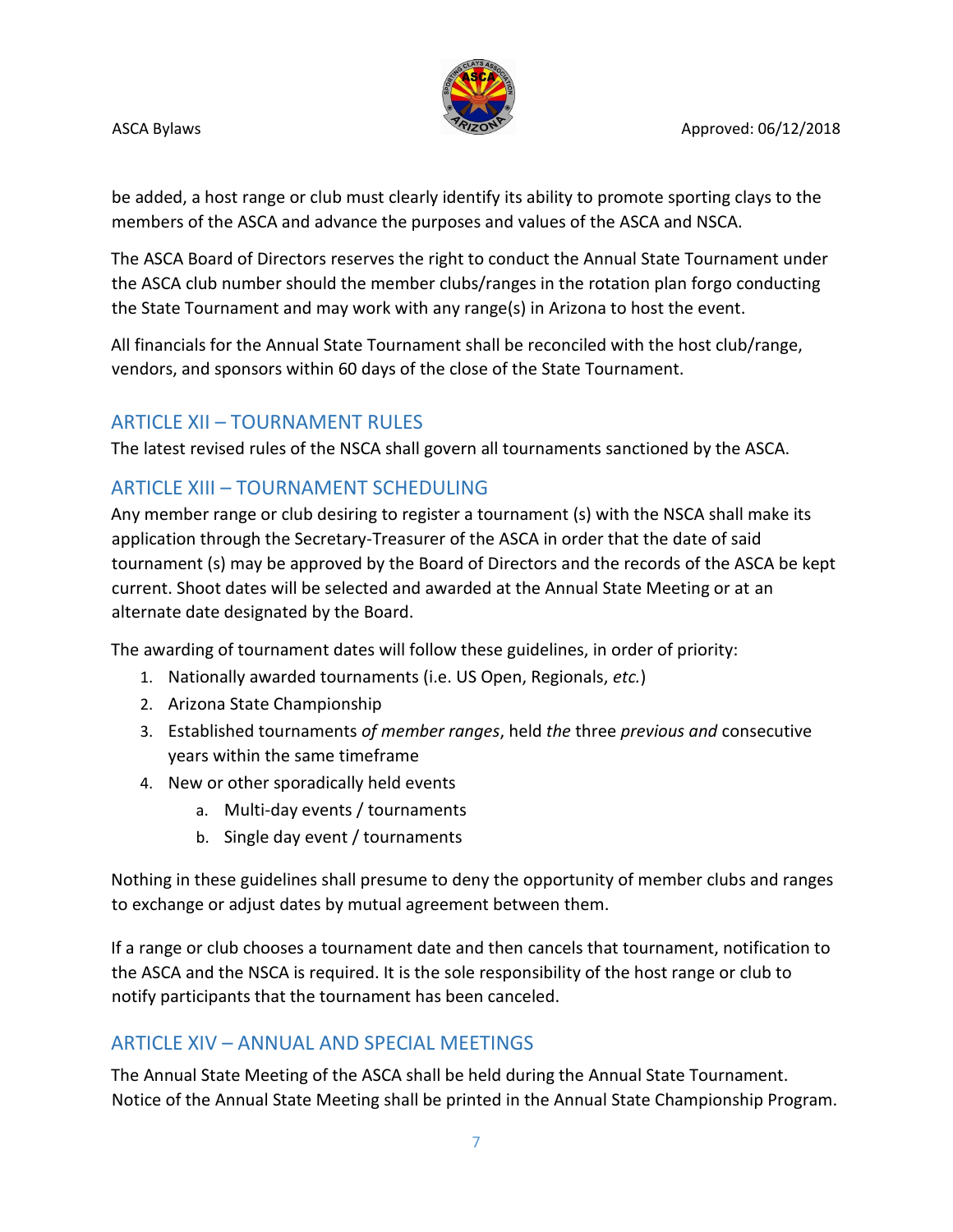be added, a host range or club must clearly identify its ability to promote sporting clays to the members of the ASCA and advance the purposes and values of the ASCA and NSCA.

The ASCA Board of Directors reserves the right to conduct the Annual State Tournament under the ASCA club number should the member clubs/ranges in the rotation plan forgo conducting the State Tournament and may work with any range(s) in Arizona to host the event.

All financials for the Annual State Tournament shall be reconciled with the host club/range, vendors, and sponsors within 60 days of the close of the State Tournament.

## ARTICLE XII – TOURNAMENT RULES

The latest revised rules of the NSCA shall govern all tournaments sanctioned by the ASCA.

## ARTICLE XIII – TOURNAMENT SCHEDULING

Any member range or club desiring to register a tournament (s) with the NSCA shall make its application through the Secretary-Treasurer of the ASCA in order that the date of said tournament (s) may be approved by the Board of Directors and the records of the ASCA be kept current. Shoot dates will be selected and awarded at the Annual State Meeting or at an alternate date designated by the Board.

The awarding of tournament dates will follow these guidelines, in order of priority:

1. Nationally awarded tournaments (i.e. US Open, Regionals, *etc.*)
2. Arizona State Championship
3. Established tournaments *of member ranges*, held *the* three *previous and* consecutive years within the same timeframe
4. New or other sporadically held events
   a. Multi-day events / tournaments
   b. Single day event / tournaments

Nothing in these guidelines shall presume to deny the opportunity of member clubs and ranges to exchange or adjust dates by mutual agreement between them.

If a range or club chooses a tournament date and then cancels that tournament, notification to the ASCA and the NSCA is required. It is the sole responsibility of the host range or club to notify participants that the tournament has been canceled.

## ARTICLE XIV – ANNUAL AND SPECIAL MEETINGS

The Annual State Meeting of the ASCA shall be held during the Annual State Tournament. Notice of the Annual State Meeting shall be printed in the Annual State Championship Program.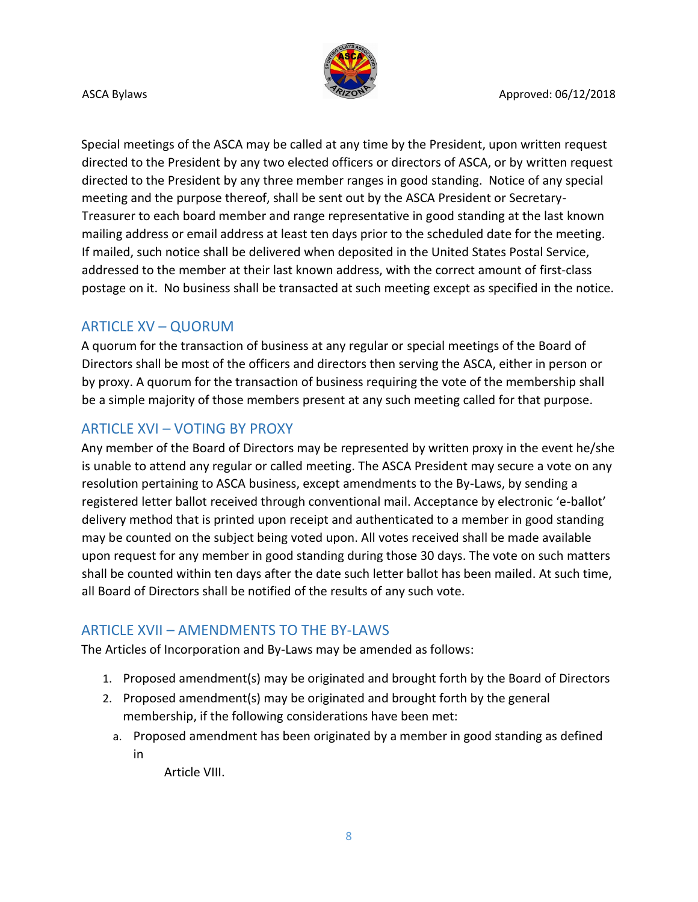Special meetings of the ASCA may be called at any time by the President, upon written request directed to the President by any two elected officers or directors of ASCA, or by written request directed to the President by any three member ranges in good standing. Notice of any special meeting and the purpose thereof, shall be sent out by the ASCA President or Secretary-Treasurer to each board member and range representative in good standing at the last known mailing address or email address at least ten days prior to the scheduled date for the meeting. If mailed, such notice shall be delivered when deposited in the United States Postal Service, addressed to the member at their last known address, with the correct amount of first-class postage on it. No business shall be transacted at such meeting except as specified in the notice.

## ARTICLE XV – QUORUM

A quorum for the transaction of business at any regular or special meetings of the Board of Directors shall be most of the officers and directors then serving the ASCA, either in person or by proxy. A quorum for the transaction of business requiring the vote of the membership shall be a simple majority of those members present at any such meeting called for that purpose.

## ARTICLE XVI – VOTING BY PROXY

Any member of the Board of Directors may be represented by written proxy in the event he/she is unable to attend any regular or called meeting. The ASCA President may secure a vote on any resolution pertaining to ASCA business, except amendments to the By-Laws, by sending a registered letter ballot received through conventional mail. Acceptance by electronic 'e-ballot' delivery method that is printed upon receipt and authenticated to a member in good standing may be counted on the subject being voted upon. All votes received shall be made available upon request for any member in good standing during those 30 days. The vote on such matters shall be counted within ten days after the date such letter ballot has been mailed. At such time, all Board of Directors shall be notified of the results of any such vote.

## ARTICLE XVII – AMENDMENTS TO THE BY-LAWS

The Articles of Incorporation and By-Laws may be amended as follows:

1. Proposed amendment(s) may be originated and brought forth by the Board of Directors
2. Proposed amendment(s) may be originated and brought forth by the general membership, if the following considerations have been met:
   a. Proposed amendment has been originated by a member in good standing as defined in Article VIII.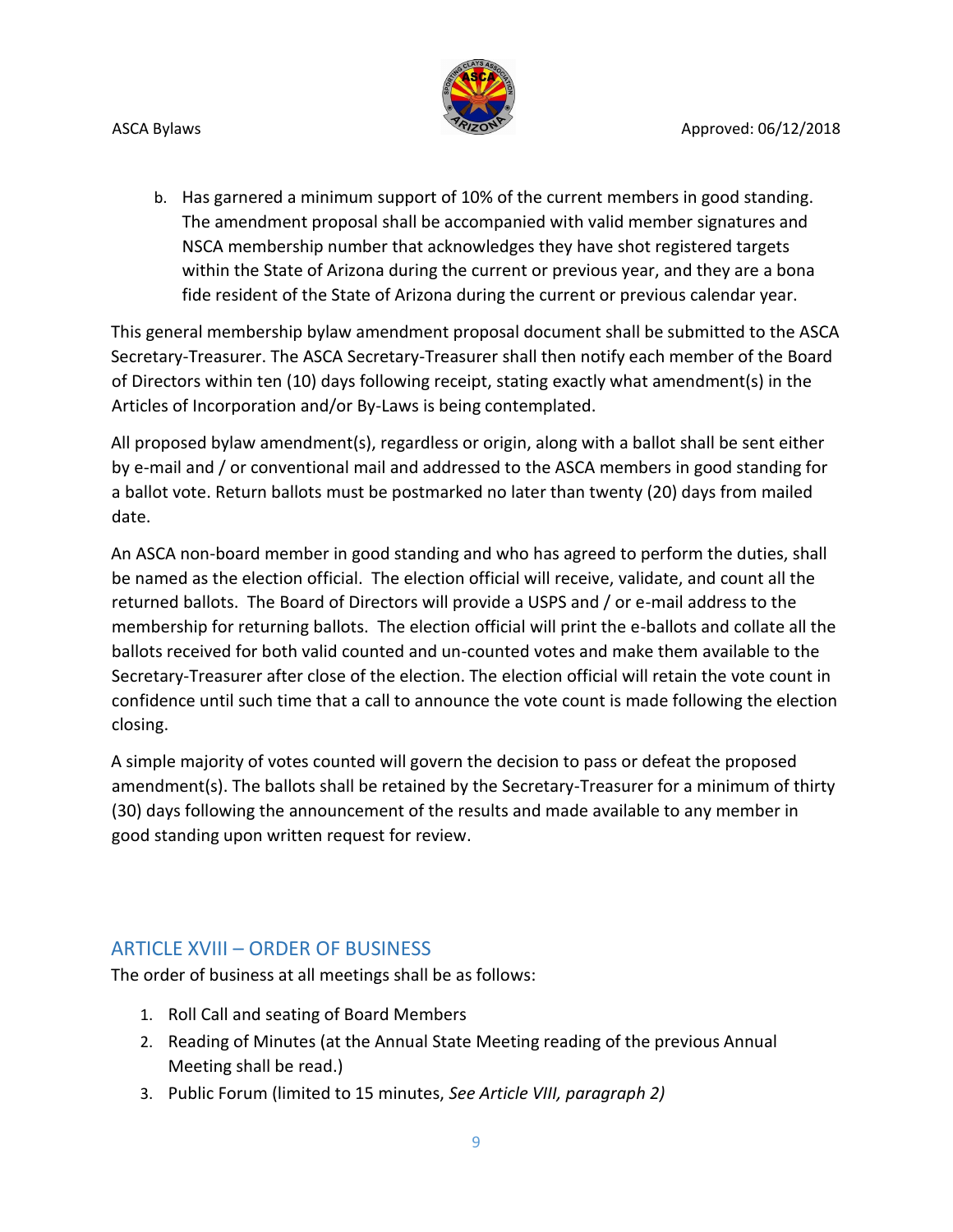b. Has garnered a minimum support of 10% of the current members in good standing. The amendment proposal shall be accompanied with valid member signatures and NSCA membership number that acknowledges they have shot registered targets within the State of Arizona during the current or previous year, and they are a bona fide resident of the State of Arizona during the current or previous calendar year.

This general membership bylaw amendment proposal document shall be submitted to the ASCA Secretary-Treasurer. The ASCA Secretary-Treasurer shall then notify each member of the Board of Directors within ten (10) days following receipt, stating exactly what amendment(s) in the Articles of Incorporation and/or By-Laws is being contemplated.

All proposed bylaw amendment(s), regardless or origin, along with a ballot shall be sent either by e-mail and / or conventional mail and addressed to the ASCA members in good standing for a ballot vote. Return ballots must be postmarked no later than twenty (20) days from mailed date.

An ASCA non-board member in good standing and who has agreed to perform the duties, shall be named as the election official. The election official will receive, validate, and count all the returned ballots. The Board of Directors will provide a USPS and / or e-mail address to the membership for returning ballots. The election official will print the e-ballots and collate all the ballots received for both valid counted and un-counted votes and make them available to the Secretary-Treasurer after close of the election. The election official will retain the vote count in confidence until such time that a call to announce the vote count is made following the election closing.

A simple majority of votes counted will govern the decision to pass or defeat the proposed amendment(s). The ballots shall be retained by the Secretary-Treasurer for a minimum of thirty (30) days following the announcement of the results and made available to any member in good standing upon written request for review.

## ARTICLE XVIII – ORDER OF BUSINESS

The order of business at all meetings shall be as follows:

1. Roll Call and seating of Board Members
2. Reading of Minutes (at the Annual State Meeting reading of the previous Annual Meeting shall be read.)
3. Public Forum (limited to 15 minutes, *See Article VIII, paragraph 2)*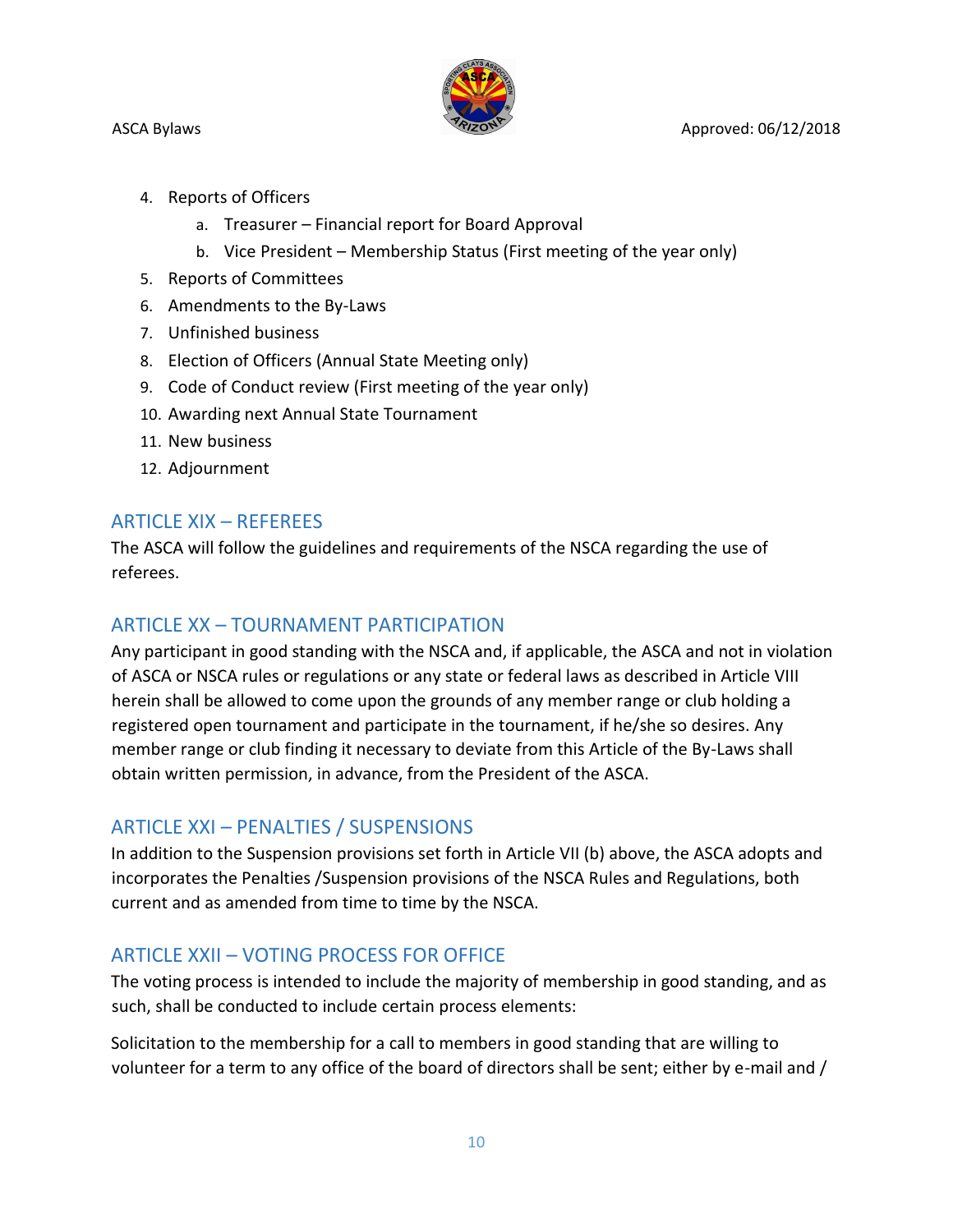4. Reports of Officers
    a. Treasurer – Financial report for Board Approval
    b. Vice President – Membership Status (First meeting of the year only)
5. Reports of Committees
6. Amendments to the By-Laws
7. Unfinished business
8. Election of Officers (Annual State Meeting only)
9. Code of Conduct review (First meeting of the year only)
10. Awarding next Annual State Tournament
11. New business
12. Adjournment

## ARTICLE XIX – REFEREES

The ASCA will follow the guidelines and requirements of the NSCA regarding the use of referees.

## ARTICLE XX – TOURNAMENT PARTICIPATION

Any participant in good standing with the NSCA and, if applicable, the ASCA and not in violation of ASCA or NSCA rules or regulations or any state or federal laws as described in Article VIII herein shall be allowed to come upon the grounds of any member range or club holding a registered open tournament and participate in the tournament, if he/she so desires. Any member range or club finding it necessary to deviate from this Article of the By-Laws shall obtain written permission, in advance, from the President of the ASCA.

## ARTICLE XXI – PENALTIES / SUSPENSIONS

In addition to the Suspension provisions set forth in Article VII (b) above, the ASCA adopts and incorporates the Penalties /Suspension provisions of the NSCA Rules and Regulations, both current and as amended from time to time by the NSCA.

## ARTICLE XXII – VOTING PROCESS FOR OFFICE

The voting process is intended to include the majority of membership in good standing, and as such, shall be conducted to include certain process elements:

Solicitation to the membership for a call to members in good standing that are willing to volunteer for a term to any office of the board of directors shall be sent; either by e-mail and /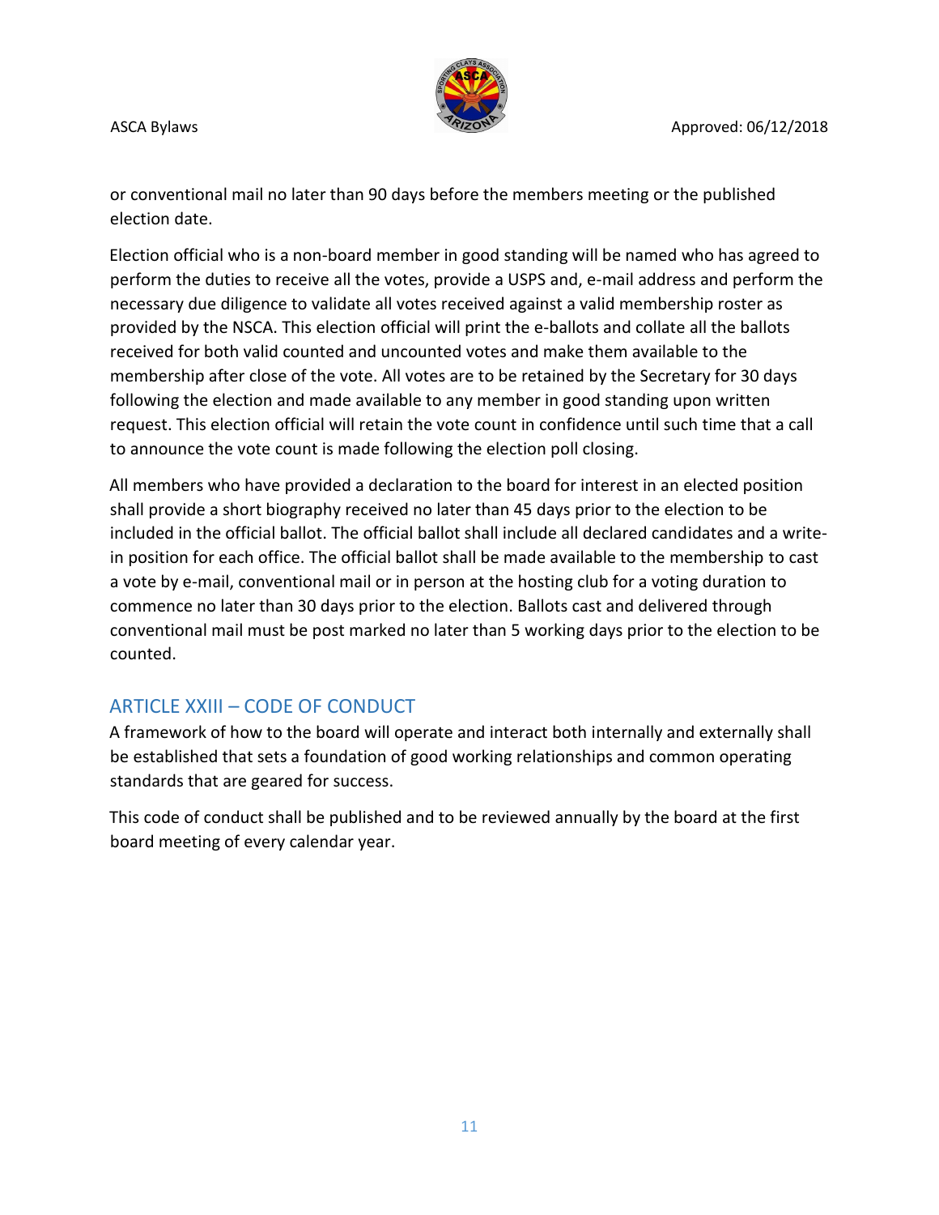or conventional mail no later than 90 days before the members meeting or the published election date.

Election official who is a non-board member in good standing will be named who has agreed to perform the duties to receive all the votes, provide a USPS and, e-mail address and perform the necessary due diligence to validate all votes received against a valid membership roster as provided by the NSCA. This election official will print the e-ballots and collate all the ballots received for both valid counted and uncounted votes and make them available to the membership after close of the vote. All votes are to be retained by the Secretary for 30 days following the election and made available to any member in good standing upon written request. This election official will retain the vote count in confidence until such time that a call to announce the vote count is made following the election poll closing.

All members who have provided a declaration to the board for interest in an elected position shall provide a short biography received no later than 45 days prior to the election to be included in the official ballot. The official ballot shall include all declared candidates and a write-in position for each office. The official ballot shall be made available to the membership to cast a vote by e-mail, conventional mail or in person at the hosting club for a voting duration to commence no later than 30 days prior to the election. Ballots cast and delivered through conventional mail must be post marked no later than 5 working days prior to the election to be counted.

## ARTICLE XXIII – CODE OF CONDUCT

A framework of how to the board will operate and interact both internally and externally shall be established that sets a foundation of good working relationships and common operating standards that are geared for success.

This code of conduct shall be published and to be reviewed annually by the board at the first board meeting of every calendar year.